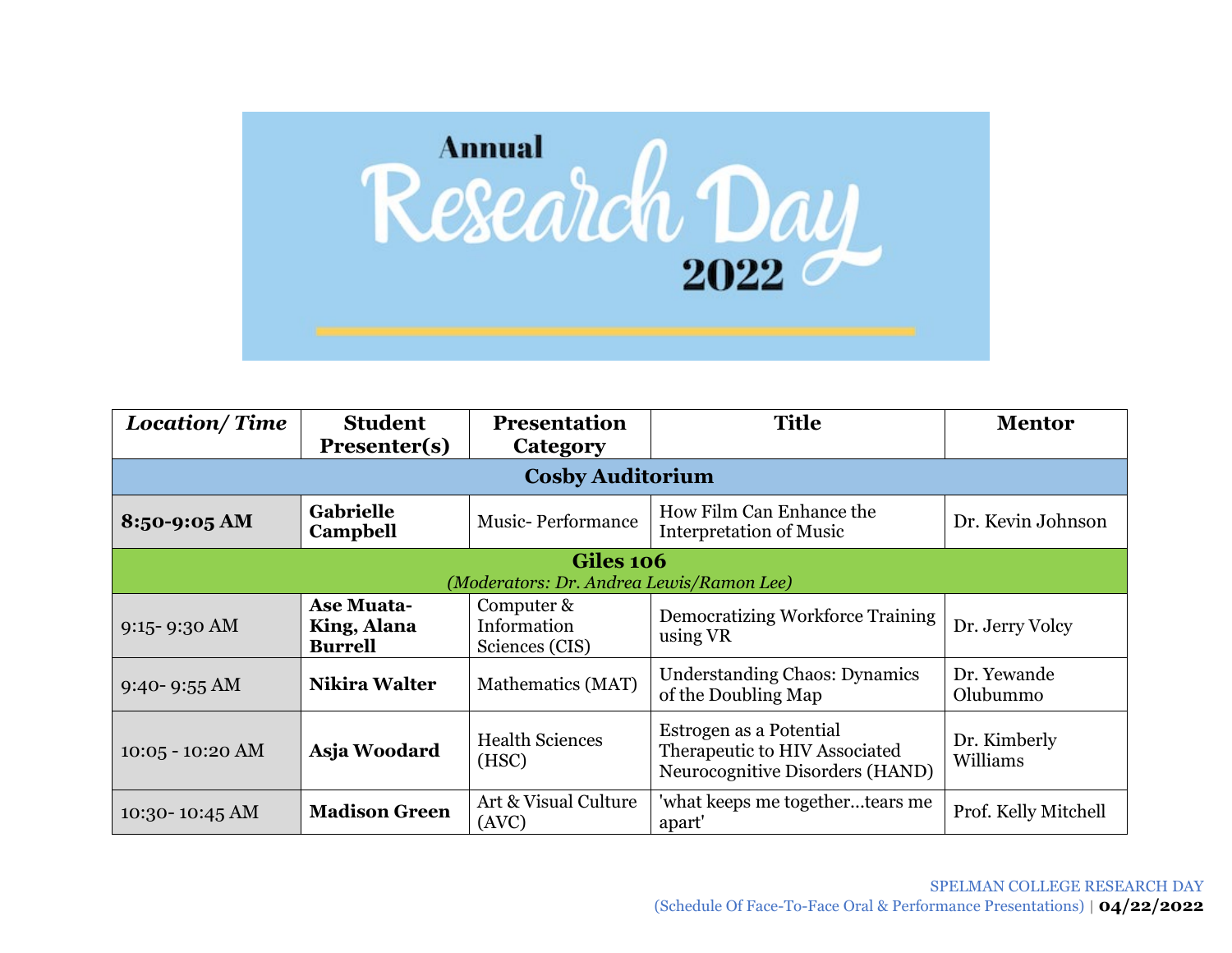# Annual Research Day 2022

| *Location/ Time* | Student Presenter(s) | Presentation Category | Title | Mentor |
|---|---|---|---|---|
| **Cosby Auditorium** | | | | |
| **8:50-9:05 AM** | **Gabrielle Campbell** | Music- Performance | How Film Can Enhance the Interpretation of Music | Dr. Kevin Johnson |
| **Giles 106** *(Moderators: Dr. Andrea Lewis/Ramon Lee)* | | | | |
| 9:15- 9:30 AM | **Ase Muata-King, Alana Burrell** | Computer & Information Sciences (CIS) | Democratizing Workforce Training using VR | Dr. Jerry Volcy |
| 9:40- 9:55 AM | **Nikira Walter** | Mathematics (MAT) | Understanding Chaos: Dynamics of the Doubling Map | Dr. Yewande Olubummo |
| 10:05 - 10:20 AM | **Asja Woodard** | Health Sciences (HSC) | Estrogen as a Potential Therapeutic to HIV Associated Neurocognitive Disorders (HAND) | Dr. Kimberly Williams |
| 10:30- 10:45 AM | **Madison Green** | Art & Visual Culture (AVC) | 'what keeps me together...tears me apart' | Prof. Kelly Mitchell |

SPELMAN COLLEGE RESEARCH DAY
(Schedule Of Face-To-Face Oral & Performance Presentations) | **04/22/2022**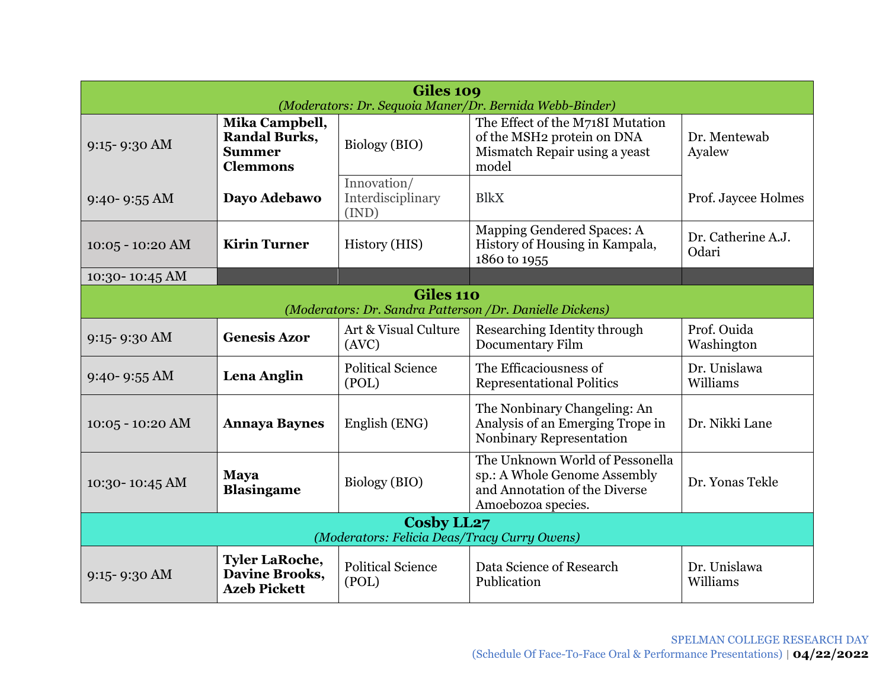| Giles 109 *(Moderators: Dr. Sequoia Maner/Dr. Bernida Webb-Binder)* | | | | |
|---|---|---|---|---|
| 9:15- 9:30 AM | **Mika Campbell, Randal Burks, Summer Clemmons** | Biology (BIO) | The Effect of the M718I Mutation of the MSH2 protein on DNA Mismatch Repair using a yeast model | Dr. Mentewab Ayalew |
| 9:40- 9:55 AM | **Dayo Adebawo** | Innovation/ Interdisciplinary (IND) | BlkX | Prof. Jaycee Holmes |
| 10:05 - 10:20 AM | **Kirin Turner** | History (HIS) | Mapping Gendered Spaces: A History of Housing in Kampala, 1860 to 1955 | Dr. Catherine A.J. Odari |
| 10:30- 10:45 AM | | | | |
| **Giles 110** *(Moderators: Dr. Sandra Patterson /Dr. Danielle Dickens)* | | | | |
| 9:15- 9:30 AM | **Genesis Azor** | Art & Visual Culture (AVC) | Researching Identity through Documentary Film | Prof. Ouida Washington |
| 9:40- 9:55 AM | **Lena Anglin** | Political Science (POL) | The Efficaciousness of Representational Politics | Dr. Unislawa Williams |
| 10:05 - 10:20 AM | **Annaya Baynes** | English (ENG) | The Nonbinary Changeling: An Analysis of an Emerging Trope in Nonbinary Representation | Dr. Nikki Lane |
| 10:30- 10:45 AM | **Maya Blasingame** | Biology (BIO) | The Unknown World of Pessonella sp.: A Whole Genome Assembly and Annotation of the Diverse Amoebozoa species. | Dr. Yonas Tekle |
| **Cosby LL27** *(Moderators: Felicia Deas/Tracy Curry Owens)* | | | | |
| 9:15- 9:30 AM | **Tyler LaRoche, Davine Brooks, Azeb Pickett** | Political Science (POL) | Data Science of Research Publication | Dr. Unislawa Williams |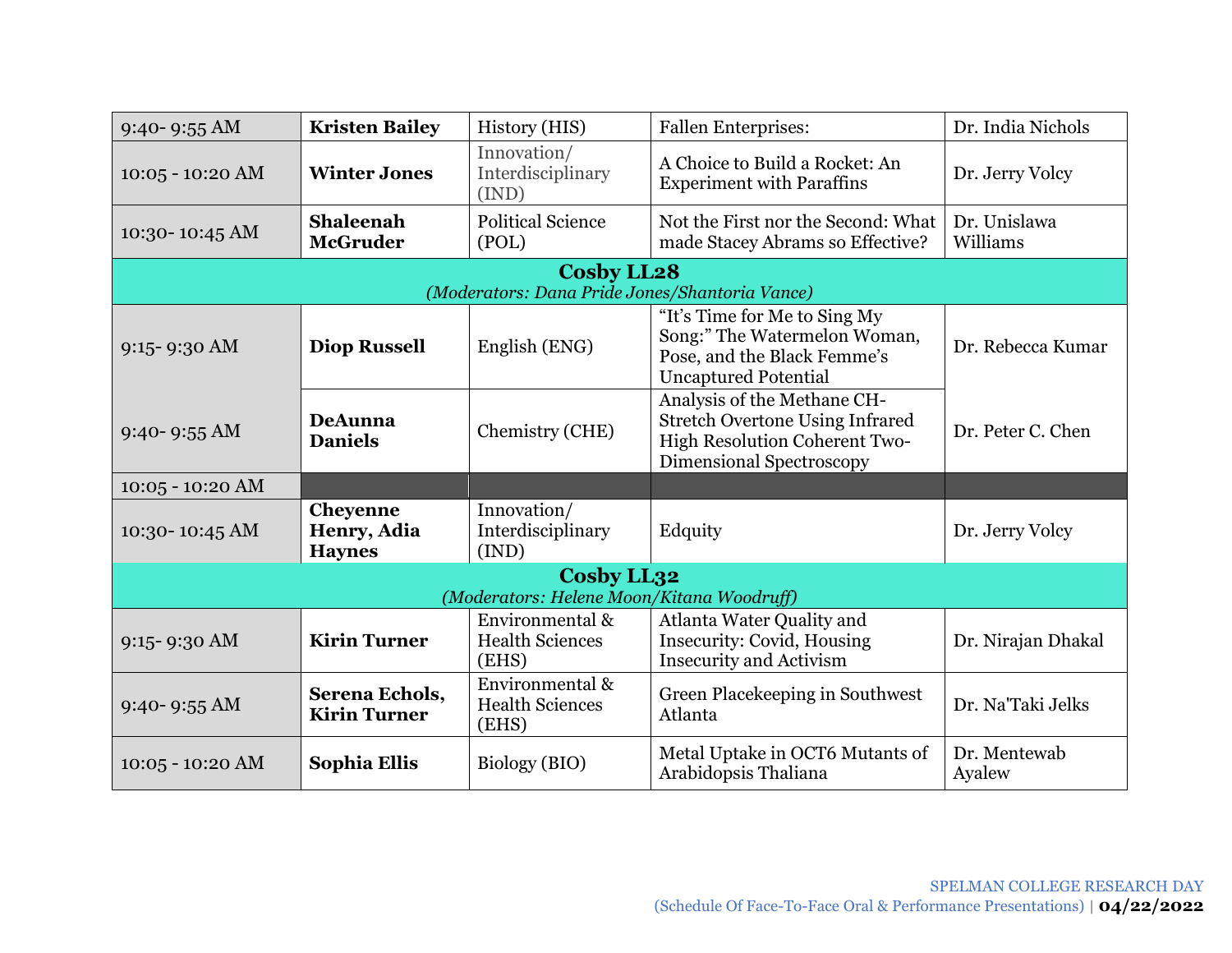| | | | | |
|---|---|---|---|---|
| 9:40- 9:55 AM | **Kristen Bailey** | History (HIS) | Fallen Enterprises: | Dr. India Nichols |
| 10:05 - 10:20 AM | **Winter Jones** | Innovation/ Interdisciplinary (IND) | A Choice to Build a Rocket: An Experiment with Paraffins | Dr. Jerry Volcy |
| 10:30- 10:45 AM | **Shaleenah McGruder** | Political Science (POL) | Not the First nor the Second: What made Stacey Abrams so Effective? | Dr. Unislawa Williams |
| **Cosby LL28** *(Moderators: Dana Pride Jones/Shantoria Vance)* | | | | |
| 9:15- 9:30 AM | **Diop Russell** | English (ENG) | "It's Time for Me to Sing My Song:" The Watermelon Woman, Pose, and the Black Femme's Uncaptured Potential | Dr. Rebecca Kumar |
| 9:40- 9:55 AM | **DeAunna Daniels** | Chemistry (CHE) | Analysis of the Methane CH-Stretch Overtone Using Infrared High Resolution Coherent Two-Dimensional Spectroscopy | Dr. Peter C. Chen |
| 10:05 - 10:20 AM | | | | |
| 10:30- 10:45 AM | **Cheyenne Henry, Adia Haynes** | Innovation/ Interdisciplinary (IND) | Edquity | Dr. Jerry Volcy |
| **Cosby LL32** *(Moderators: Helene Moon/Kitana Woodruff)* | | | | |
| 9:15- 9:30 AM | **Kirin Turner** | Environmental & Health Sciences (EHS) | Atlanta Water Quality and Insecurity: Covid, Housing Insecurity and Activism | Dr. Nirajan Dhakal |
| 9:40- 9:55 AM | **Serena Echols, Kirin Turner** | Environmental & Health Sciences (EHS) | Green Placekeeping in Southwest Atlanta | Dr. Na'Taki Jelks |
| 10:05 - 10:20 AM | **Sophia Ellis** | Biology (BIO) | Metal Uptake in OCT6 Mutants of Arabidopsis Thaliana | Dr. Mentewab Ayalew |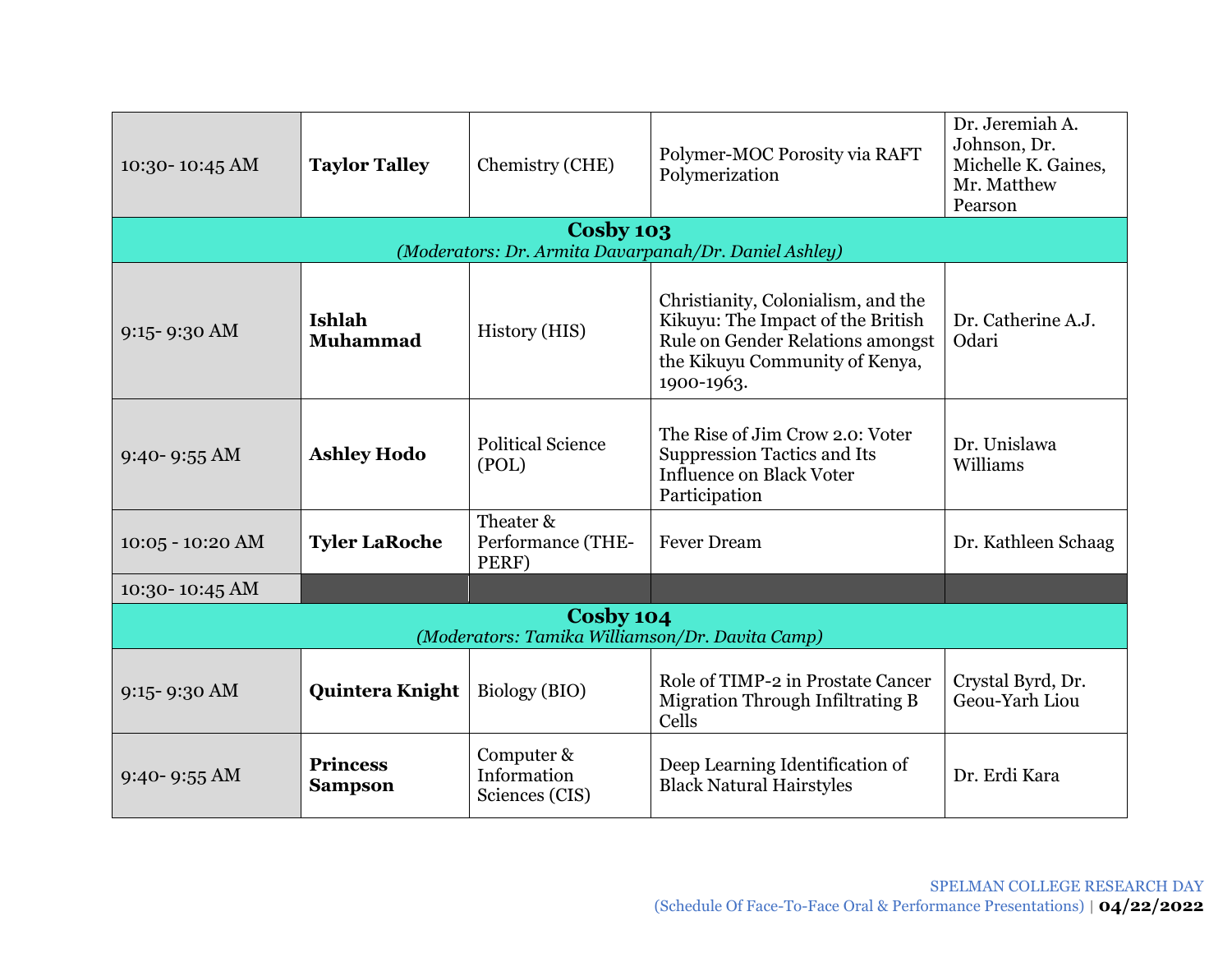| | | | | |
|---|---|---|---|---|
| 10:30- 10:45 AM | **Taylor Talley** | Chemistry (CHE) | Polymer-MOC Porosity via RAFT Polymerization | Dr. Jeremiah A. Johnson, Dr. Michelle K. Gaines, Mr. Matthew Pearson |
| **Cosby 103** *(Moderators: Dr. Armita Davarpanah/Dr. Daniel Ashley)* | | | | |
| 9:15- 9:30 AM | **Ishlah Muhammad** | History (HIS) | Christianity, Colonialism, and the Kikuyu: The Impact of the British Rule on Gender Relations amongst the Kikuyu Community of Kenya, 1900-1963. | Dr. Catherine A.J. Odari |
| 9:40- 9:55 AM | **Ashley Hodo** | Political Science (POL) | The Rise of Jim Crow 2.0: Voter Suppression Tactics and Its Influence on Black Voter Participation | Dr. Unislawa Williams |
| 10:05 - 10:20 AM | **Tyler LaRoche** | Theater & Performance (THE-PERF) | Fever Dream | Dr. Kathleen Schaag |
| 10:30- 10:45 AM | | | | |
| **Cosby 104** *(Moderators: Tamika Williamson/Dr. Davita Camp)* | | | | |
| 9:15- 9:30 AM | **Quintera Knight** | Biology (BIO) | Role of TIMP-2 in Prostate Cancer Migration Through Infiltrating B Cells | Crystal Byrd, Dr. Geou-Yarh Liou |
| 9:40- 9:55 AM | **Princess Sampson** | Computer & Information Sciences (CIS) | Deep Learning Identification of Black Natural Hairstyles | Dr. Erdi Kara |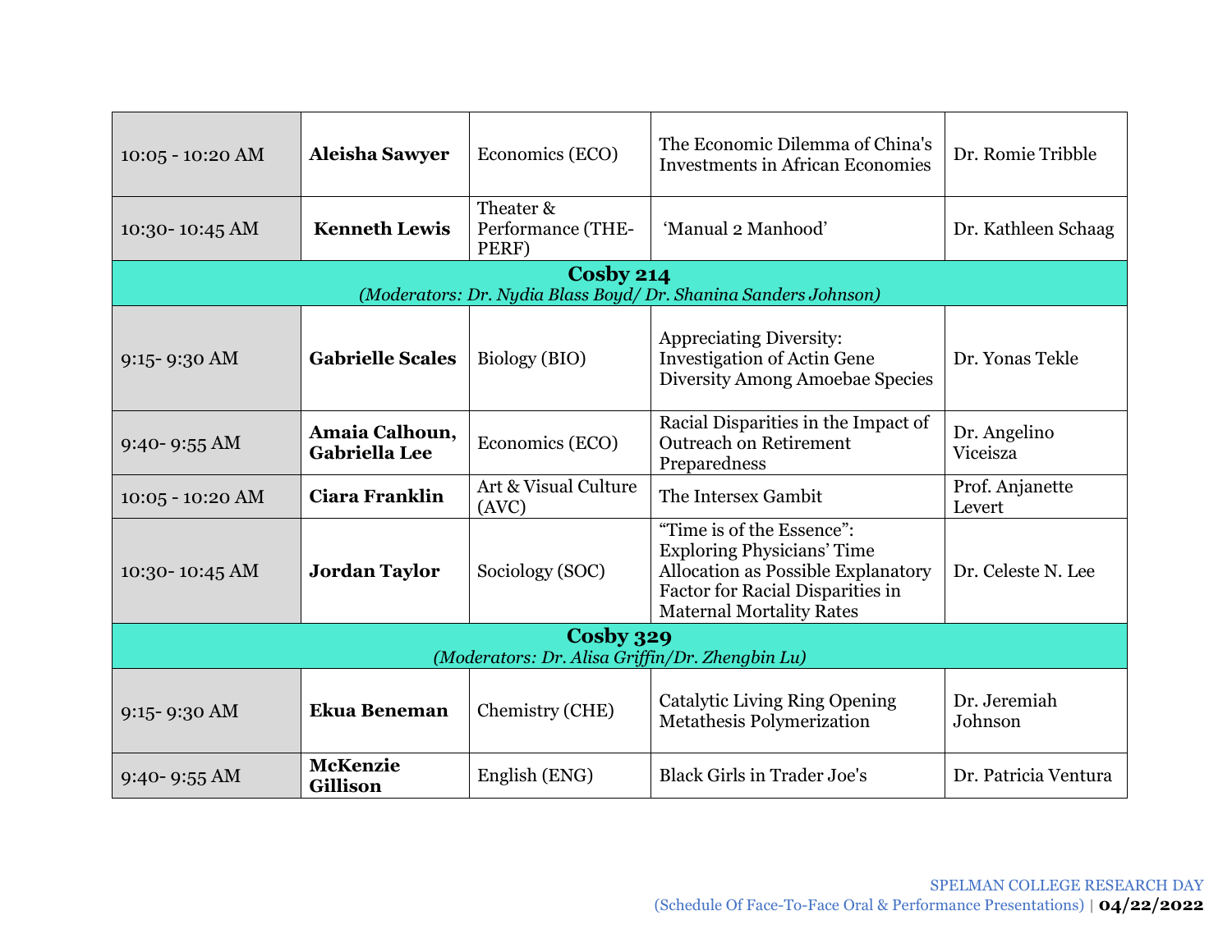| | | | | |
|---|---|---|---|---|
| 10:05 - 10:20 AM | **Aleisha Sawyer** | Economics (ECO) | The Economic Dilemma of China's Investments in African Economies | Dr. Romie Tribble |
| 10:30- 10:45 AM | **Kenneth Lewis** | Theater & Performance (THE-PERF) | 'Manual 2 Manhood' | Dr. Kathleen Schaag |
| **Cosby 214** *(Moderators: Dr. Nydia Blass Boyd/ Dr. Shanina Sanders Johnson)* | | | | |
| 9:15- 9:30 AM | **Gabrielle Scales** | Biology (BIO) | Appreciating Diversity: Investigation of Actin Gene Diversity Among Amoebae Species | Dr. Yonas Tekle |
| 9:40- 9:55 AM | **Amaia Calhoun, Gabriella Lee** | Economics (ECO) | Racial Disparities in the Impact of Outreach on Retirement Preparedness | Dr. Angelino Viceisza |
| 10:05 - 10:20 AM | **Ciara Franklin** | Art & Visual Culture (AVC) | The Intersex Gambit | Prof. Anjanette Levert |
| 10:30- 10:45 AM | **Jordan Taylor** | Sociology (SOC) | "Time is of the Essence": Exploring Physicians' Time Allocation as Possible Explanatory Factor for Racial Disparities in Maternal Mortality Rates | Dr. Celeste N. Lee |
| **Cosby 329** *(Moderators: Dr. Alisa Griffin/Dr. Zhengbin Lu)* | | | | |
| 9:15- 9:30 AM | **Ekua Beneman** | Chemistry (CHE) | Catalytic Living Ring Opening Metathesis Polymerization | Dr. Jeremiah Johnson |
| 9:40- 9:55 AM | **McKenzie Gillison** | English (ENG) | Black Girls in Trader Joe's | Dr. Patricia Ventura |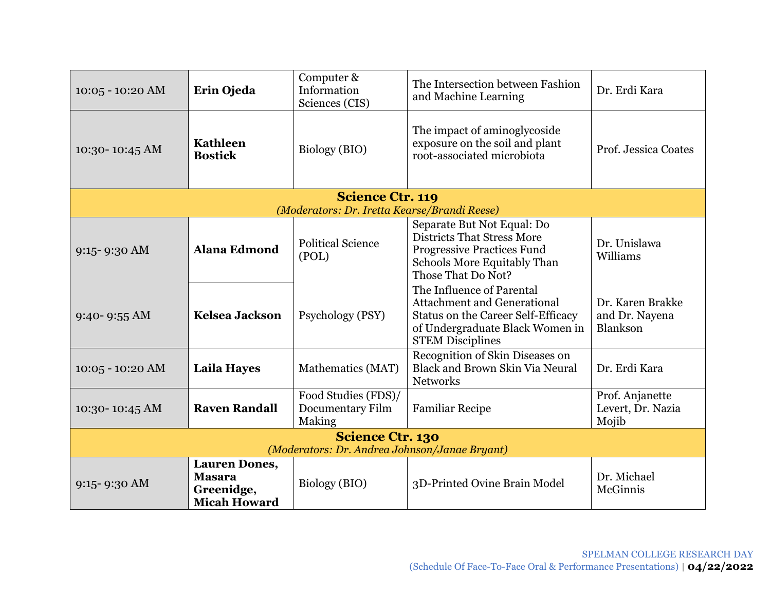| | | | | |
|---|---|---|---|---|
| 10:05 - 10:20 AM | **Erin Ojeda** | Computer & Information Sciences (CIS) | The Intersection between Fashion and Machine Learning | Dr. Erdi Kara |
| 10:30- 10:45 AM | **Kathleen Bostick** | Biology (BIO) | The impact of aminoglycoside exposure on the soil and plant root-associated microbiota | Prof. Jessica Coates |
| **Science Ctr. 119** *(Moderators: Dr. Iretta Kearse/Brandi Reese)* | | | | |
| 9:15- 9:30 AM | **Alana Edmond** | Political Science (POL) | Separate But Not Equal: Do Districts That Stress More Progressive Practices Fund Schools More Equitably Than Those That Do Not? | Dr. Unislawa Williams |
| 9:40- 9:55 AM | **Kelsea Jackson** | Psychology (PSY) | The Influence of Parental Attachment and Generational Status on the Career Self-Efficacy of Undergraduate Black Women in STEM Disciplines | Dr. Karen Brakke and Dr. Nayena Blankson |
| 10:05 - 10:20 AM | **Laila Hayes** | Mathematics (MAT) | Recognition of Skin Diseases on Black and Brown Skin Via Neural Networks | Dr. Erdi Kara |
| 10:30- 10:45 AM | **Raven Randall** | Food Studies (FDS)/ Documentary Film Making | Familiar Recipe | Prof. Anjanette Levert, Dr. Nazia Mojib |
| **Science Ctr. 130** *(Moderators: Dr. Andrea Johnson/Janae Bryant)* | | | | |
| 9:15- 9:30 AM | **Lauren Dones, Masara Greenidge, Micah Howard** | Biology (BIO) | 3D-Printed Ovine Brain Model | Dr. Michael McGinnis |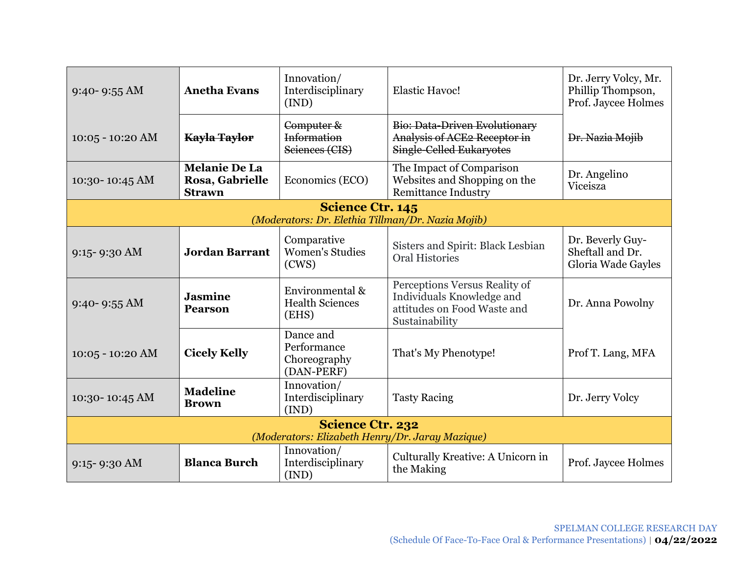| | | | | |
|---|---|---|---|---|
| 9:40- 9:55 AM | **Anetha Evans** | Innovation/ Interdisciplinary (IND) | Elastic Havoc! | Dr. Jerry Volcy, Mr. Phillip Thompson, Prof. Jaycee Holmes |
| 10:05 - 10:20 AM | ~~**Kayla Taylor**~~ | ~~Computer & Information Sciences (CIS)~~ | ~~**Bio: Data-Driven Evolutionary Analysis of ACE2 Receptor in Single-Celled Eukaryotes**~~ | ~~Dr. Nazia Mojib~~ |
| 10:30- 10:45 AM | **Melanie De La Rosa, Gabrielle Strawn** | Economics (ECO) | The Impact of Comparison Websites and Shopping on the Remittance Industry | Dr. Angelino Viceisza |
| **Science Ctr. 145** *(Moderators: Dr. Elethia Tillman/Dr. Nazia Mojib)* | | | | |
| 9:15- 9:30 AM | **Jordan Barrant** | Comparative Women's Studies (CWS) | Sisters and Spirit: Black Lesbian Oral Histories | Dr. Beverly Guy-Sheftall and Dr. Gloria Wade Gayles |
| 9:40- 9:55 AM | **Jasmine Pearson** | Environmental & Health Sciences (EHS) | Perceptions Versus Reality of Individuals Knowledge and attitudes on Food Waste and Sustainability | Dr. Anna Powolny |
| 10:05 - 10:20 AM | **Cicely Kelly** | Dance and Performance Choreography (DAN-PERF) | That's My Phenotype! | Prof T. Lang, MFA |
| 10:30- 10:45 AM | **Madeline Brown** | Innovation/ Interdisciplinary (IND) | Tasty Racing | Dr. Jerry Volcy |
| **Science Ctr. 232** *(Moderators: Elizabeth Henry/Dr. Jaray Mazique)* | | | | |
| 9:15- 9:30 AM | **Blanca Burch** | Innovation/ Interdisciplinary (IND) | Culturally Kreative: A Unicorn in the Making | Prof. Jaycee Holmes |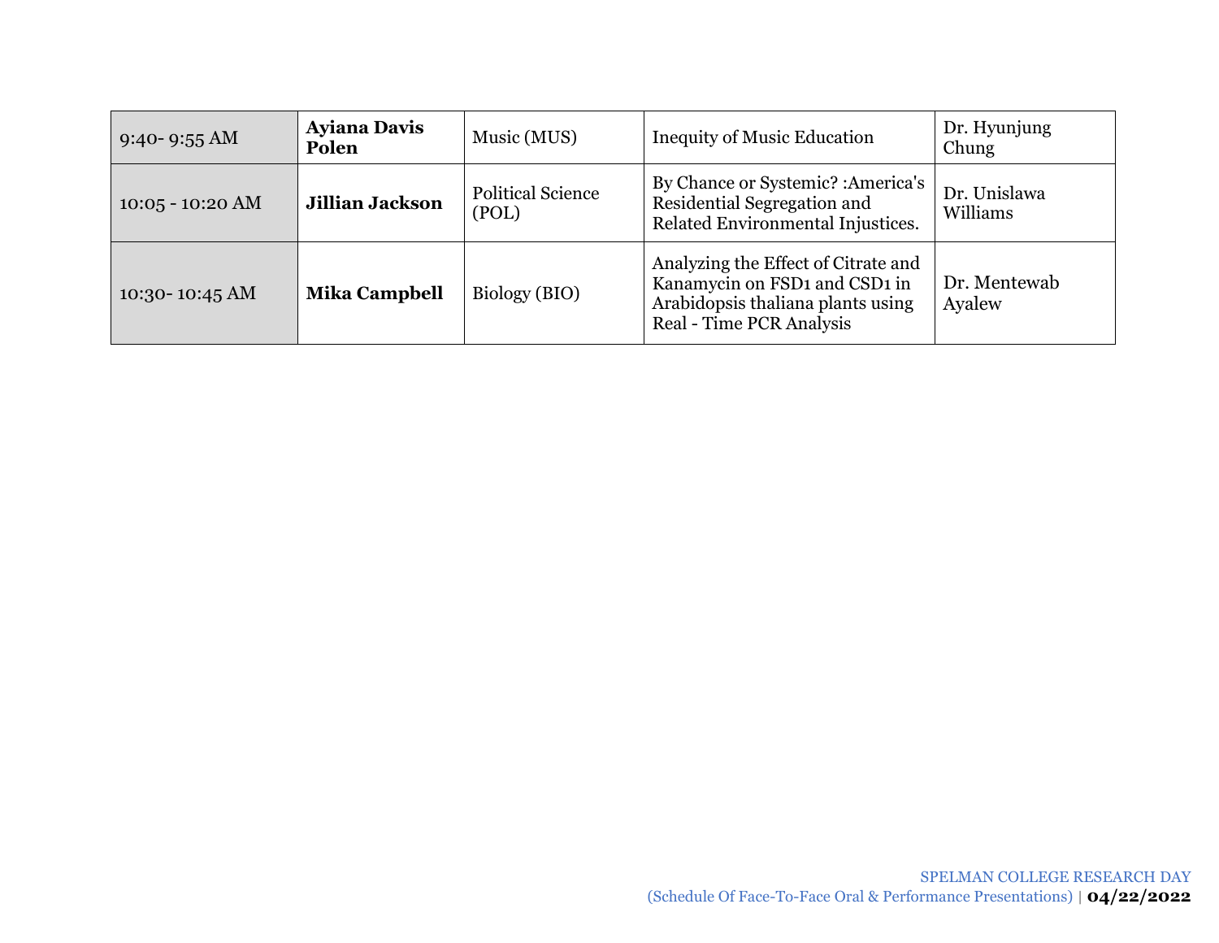| | | | | |
|---|---|---|---|---|
| 9:40- 9:55 AM | **Ayiana Davis Polen** | Music (MUS) | Inequity of Music Education | Dr. Hyunjung Chung |
| 10:05 - 10:20 AM | **Jillian Jackson** | Political Science (POL) | By Chance or Systemic? :America's Residential Segregation and Related Environmental Injustices. | Dr. Unislawa Williams |
| 10:30- 10:45 AM | **Mika Campbell** | Biology (BIO) | Analyzing the Effect of Citrate and Kanamycin on FSD1 and CSD1 in Arabidopsis thaliana plants using Real - Time PCR Analysis | Dr. Mentewab Ayalew |